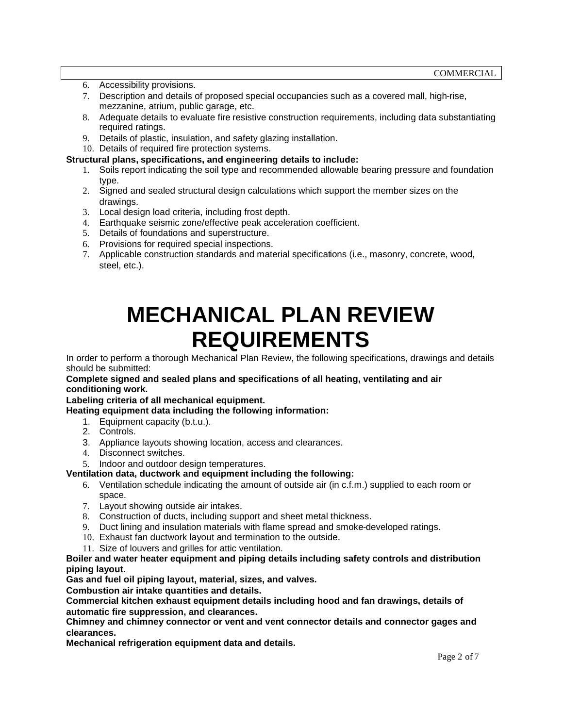6. Accessibility provisions.
7. Description and details of proposed special occupancies such as a covered mall, high-rise, mezzanine, atrium, public garage, etc.
8. Adequate details to evaluate fire resistive construction requirements, including data substantiating required ratings.
9. Details of plastic, insulation, and safety glazing installation.
10. Details of required fire protection systems.

**Structural plans, specifications, and engineering details to include:**

1. Soils report indicating the soil type and recommended allowable bearing pressure and foundation type.
2. Signed and sealed structural design calculations which support the member sizes on the drawings.
3. Local design load criteria, including frost depth.
4. Earthquake seismic zone/effective peak acceleration coefficient.
5. Details of foundations and superstructure.
6. Provisions for required special inspections.
7. Applicable construction standards and material specifications (i.e., masonry, concrete, wood, steel, etc.).

# MECHANICAL PLAN REVIEW REQUIREMENTS

In order to perform a thorough Mechanical Plan Review, the following specifications, drawings and details should be submitted:

**Complete signed and sealed plans and specifications of all heating, ventilating and air conditioning work.**

**Labeling criteria of all mechanical equipment.**

**Heating equipment data including the following information:**

1. Equipment capacity (b.t.u.).
2. Controls.
3. Appliance layouts showing location, access and clearances.
4. Disconnect switches.
5. Indoor and outdoor design temperatures.

**Ventilation data, ductwork and equipment including the following:**

6. Ventilation schedule indicating the amount of outside air (in c.f.m.) supplied to each room or space.
7. Layout showing outside air intakes.
8. Construction of ducts, including support and sheet metal thickness.
9. Duct lining and insulation materials with flame spread and smoke-developed ratings.
10. Exhaust fan ductwork layout and termination to the outside.
11. Size of louvers and grilles for attic ventilation.

**Boiler and water heater equipment and piping details including safety controls and distribution piping layout.**

**Gas and fuel oil piping layout, material, sizes, and valves.**

**Combustion air intake quantities and details.**

**Commercial kitchen exhaust equipment details including hood and fan drawings, details of automatic fire suppression, and clearances.**

**Chimney and chimney connector or vent and vent connector details and connector gages and clearances.**

**Mechanical refrigeration equipment data and details.**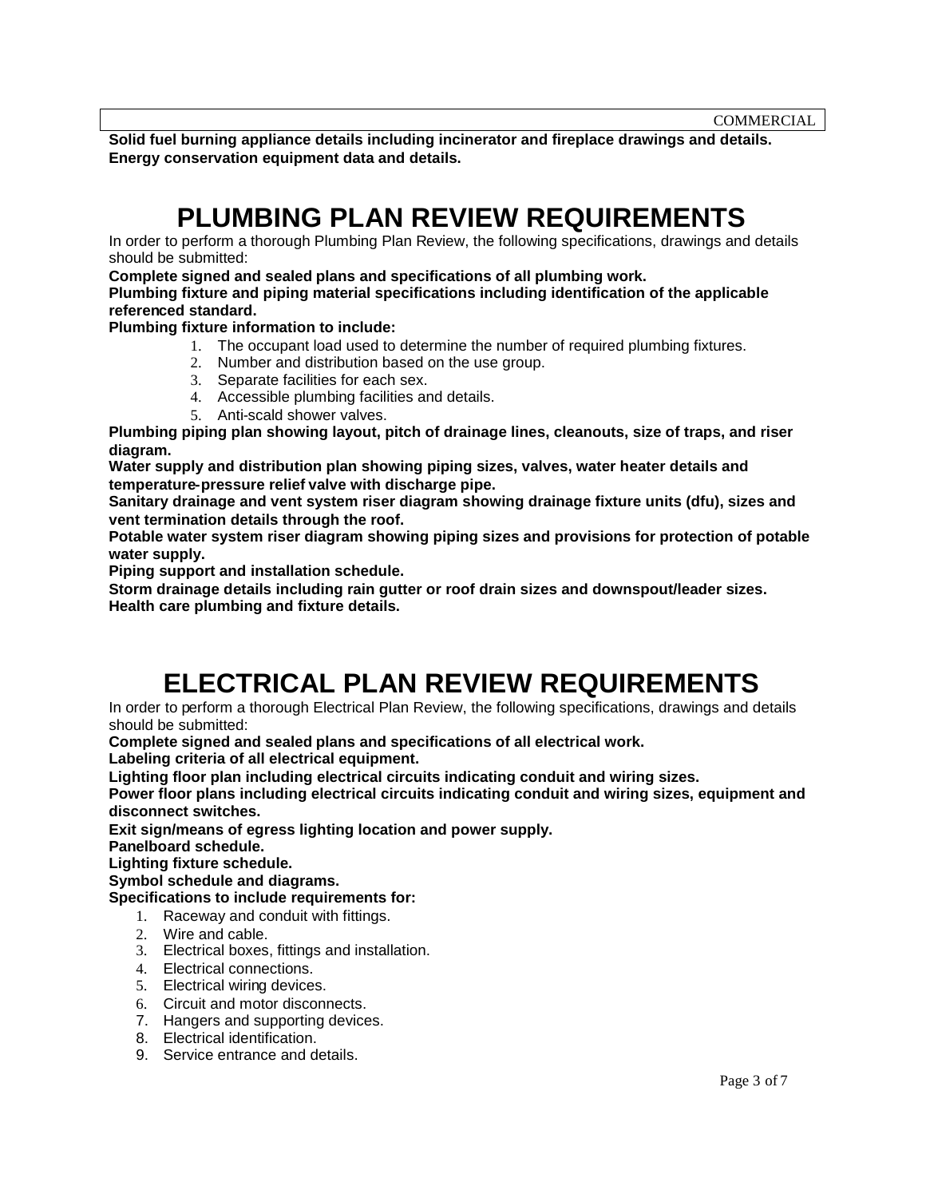**Solid fuel burning appliance details including incinerator and fireplace drawings and details.**
**Energy conservation equipment data and details.**

# PLUMBING PLAN REVIEW REQUIREMENTS

In order to perform a thorough Plumbing Plan Review, the following specifications, drawings and details should be submitted:

**Complete signed and sealed plans and specifications of all plumbing work.**

**Plumbing fixture and piping material specifications including identification of the applicable referenced standard.**

**Plumbing fixture information to include:**

1. The occupant load used to determine the number of required plumbing fixtures.
2. Number and distribution based on the use group.
3. Separate facilities for each sex.
4. Accessible plumbing facilities and details.
5. Anti-scald shower valves.

**Plumbing piping plan showing layout, pitch of drainage lines, cleanouts, size of traps, and riser diagram.**

**Water supply and distribution plan showing piping sizes, valves, water heater details and temperature-pressure relief valve with discharge pipe.**

**Sanitary drainage and vent system riser diagram showing drainage fixture units (dfu), sizes and vent termination details through the roof.**

**Potable water system riser diagram showing piping sizes and provisions for protection of potable water supply.**

**Piping support and installation schedule.**

**Storm drainage details including rain gutter or roof drain sizes and downspout/leader sizes.**

**Health care plumbing and fixture details.**

# ELECTRICAL PLAN REVIEW REQUIREMENTS

In order to perform a thorough Electrical Plan Review, the following specifications, drawings and details should be submitted:

**Complete signed and sealed plans and specifications of all electrical work.**

**Labeling criteria of all electrical equipment.**

**Lighting floor plan including electrical circuits indicating conduit and wiring sizes.**

**Power floor plans including electrical circuits indicating conduit and wiring sizes, equipment and disconnect switches.**

**Exit sign/means of egress lighting location and power supply.**

**Panelboard schedule.**

**Lighting fixture schedule.**

**Symbol schedule and diagrams.**

**Specifications to include requirements for:**

1. Raceway and conduit with fittings.
2. Wire and cable.
3. Electrical boxes, fittings and installation.
4. Electrical connections.
5. Electrical wiring devices.
6. Circuit and motor disconnects.
7. Hangers and supporting devices.
8. Electrical identification.
9. Service entrance and details.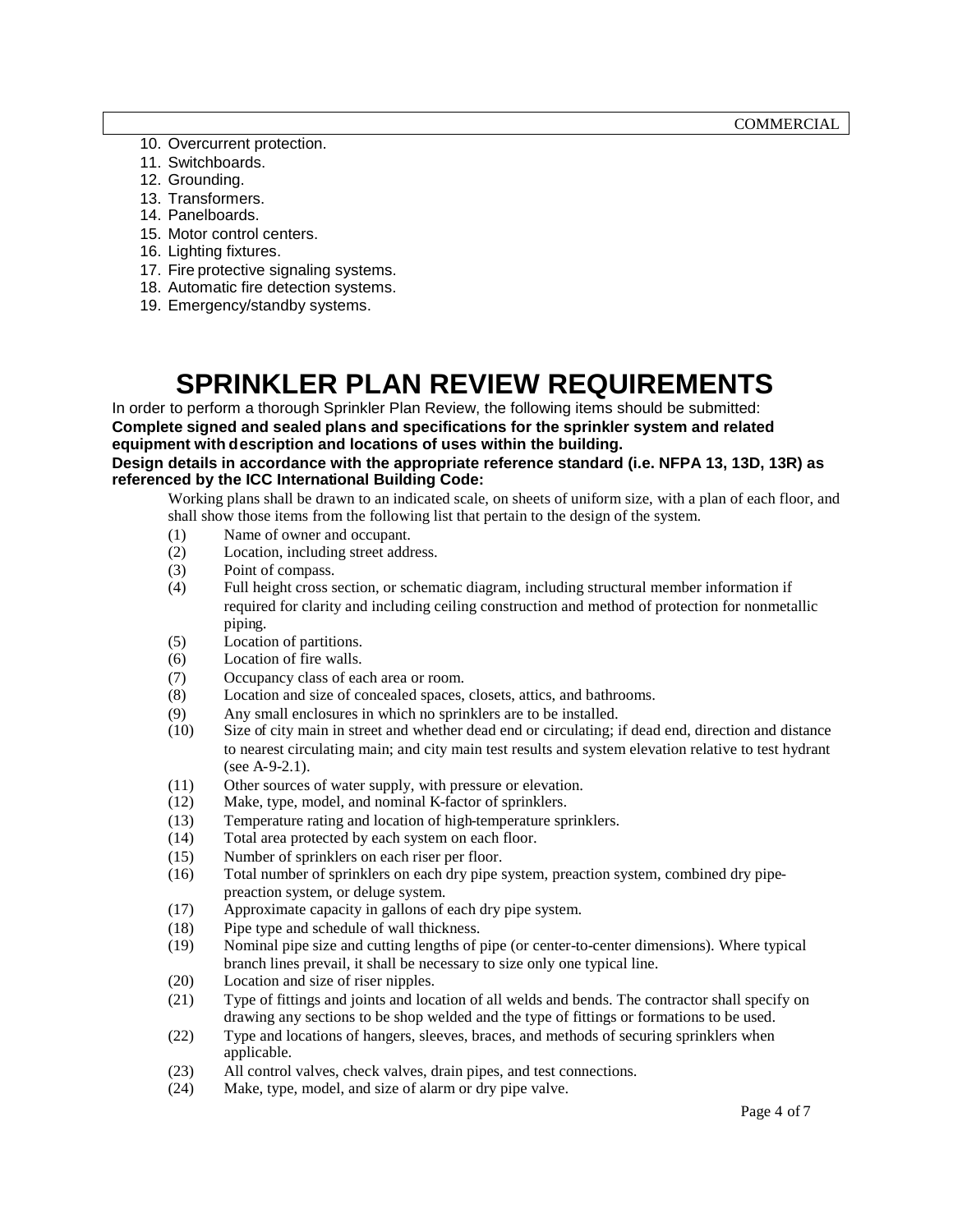10. Overcurrent protection.
11. Switchboards.
12. Grounding.
13. Transformers.
14. Panelboards.
15. Motor control centers.
16. Lighting fixtures.
17. Fire protective signaling systems.
18. Automatic fire detection systems.
19. Emergency/standby systems.

# SPRINKLER PLAN REVIEW REQUIREMENTS

In order to perform a thorough Sprinkler Plan Review, the following items should be submitted:

**Complete signed and sealed plans and specifications for the sprinkler system and related equipment with description and locations of uses within the building.**

**Design details in accordance with the appropriate reference standard (i.e. NFPA 13, 13D, 13R) as referenced by the ICC International Building Code:**

Working plans shall be drawn to an indicated scale, on sheets of uniform size, with a plan of each floor, and shall show those items from the following list that pertain to the design of the system.

- (1) Name of owner and occupant.
- (2) Location, including street address.
- (3) Point of compass.
- (4) Full height cross section, or schematic diagram, including structural member information if required for clarity and including ceiling construction and method of protection for nonmetallic piping.
- (5) Location of partitions.
- (6) Location of fire walls.
- (7) Occupancy class of each area or room.
- (8) Location and size of concealed spaces, closets, attics, and bathrooms.
- (9) Any small enclosures in which no sprinklers are to be installed.
- (10) Size of city main in street and whether dead end or circulating; if dead end, direction and distance to nearest circulating main; and city main test results and system elevation relative to test hydrant (see A-9-2.1).
- (11) Other sources of water supply, with pressure or elevation.
- (12) Make, type, model, and nominal K-factor of sprinklers.
- (13) Temperature rating and location of high-temperature sprinklers.
- (14) Total area protected by each system on each floor.
- (15) Number of sprinklers on each riser per floor.
- (16) Total number of sprinklers on each dry pipe system, preaction system, combined dry pipe-preaction system, or deluge system.
- (17) Approximate capacity in gallons of each dry pipe system.
- (18) Pipe type and schedule of wall thickness.
- (19) Nominal pipe size and cutting lengths of pipe (or center-to-center dimensions). Where typical branch lines prevail, it shall be necessary to size only one typical line.
- (20) Location and size of riser nipples.
- (21) Type of fittings and joints and location of all welds and bends. The contractor shall specify on drawing any sections to be shop welded and the type of fittings or formations to be used.
- (22) Type and locations of hangers, sleeves, braces, and methods of securing sprinklers when applicable.
- (23) All control valves, check valves, drain pipes, and test connections.
- (24) Make, type, model, and size of alarm or dry pipe valve.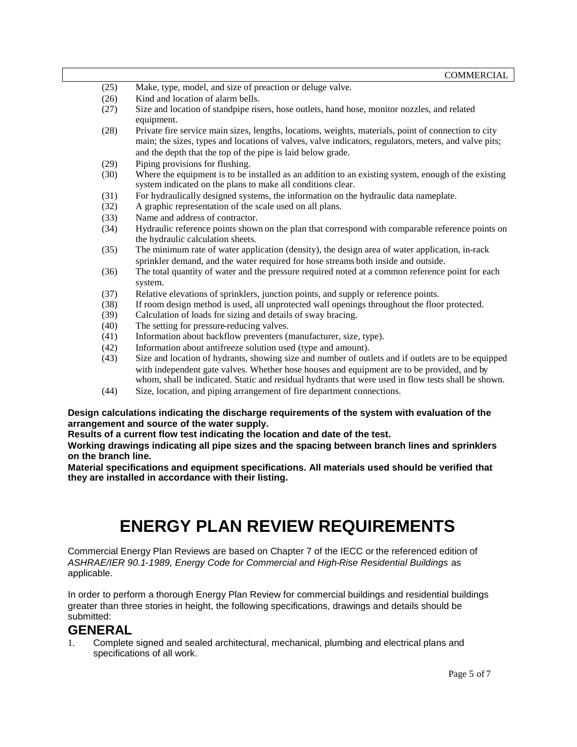(25) Make, type, model, and size of preaction or deluge valve.

(26) Kind and location of alarm bells.

(27) Size and location of standpipe risers, hose outlets, hand hose, monitor nozzles, and related equipment.

(28) Private fire service main sizes, lengths, locations, weights, materials, point of connection to city main; the sizes, types and locations of valves, valve indicators, regulators, meters, and valve pits; and the depth that the top of the pipe is laid below grade.

(29) Piping provisions for flushing.

(30) Where the equipment is to be installed as an addition to an existing system, enough of the existing system indicated on the plans to make all conditions clear.

(31) For hydraulically designed systems, the information on the hydraulic data nameplate.

(32) A graphic representation of the scale used on all plans.

(33) Name and address of contractor.

(34) Hydraulic reference points shown on the plan that correspond with comparable reference points on the hydraulic calculation sheets.

(35) The minimum rate of water application (density), the design area of water application, in-rack sprinkler demand, and the water required for hose streams both inside and outside.

(36) The total quantity of water and the pressure required noted at a common reference point for each system.

(37) Relative elevations of sprinklers, junction points, and supply or reference points.

(38) If room design method is used, all unprotected wall openings throughout the floor protected.

(39) Calculation of loads for sizing and details of sway bracing.

(40) The setting for pressure-reducing valves.

(41) Information about backflow preventers (manufacturer, size, type).

(42) Information about antifreeze solution used (type and amount).

(43) Size and location of hydrants, showing size and number of outlets and if outlets are to be equipped with independent gate valves. Whether hose houses and equipment are to be provided, and by whom, shall be indicated. Static and residual hydrants that were used in flow tests shall be shown.

(44) Size, location, and piping arrangement of fire department connections.

**Design calculations indicating the discharge requirements of the system with evaluation of the arrangement and source of the water supply.**
**Results of a current flow test indicating the location and date of the test.**
**Working drawings indicating all pipe sizes and the spacing between branch lines and sprinklers on the branch line.**
**Material specifications and equipment specifications. All materials used should be verified that they are installed in accordance with their listing.**

# ENERGY PLAN REVIEW REQUIREMENTS

Commercial Energy Plan Reviews are based on Chapter 7 of the IECC or the referenced edition of *ASHRAE/IER 90.1-1989, Energy Code for Commercial and High-Rise Residential Buildings* as applicable.

In order to perform a thorough Energy Plan Review for commercial buildings and residential buildings greater than three stories in height, the following specifications, drawings and details should be submitted:

## GENERAL

1. Complete signed and sealed architectural, mechanical, plumbing and electrical plans and specifications of all work.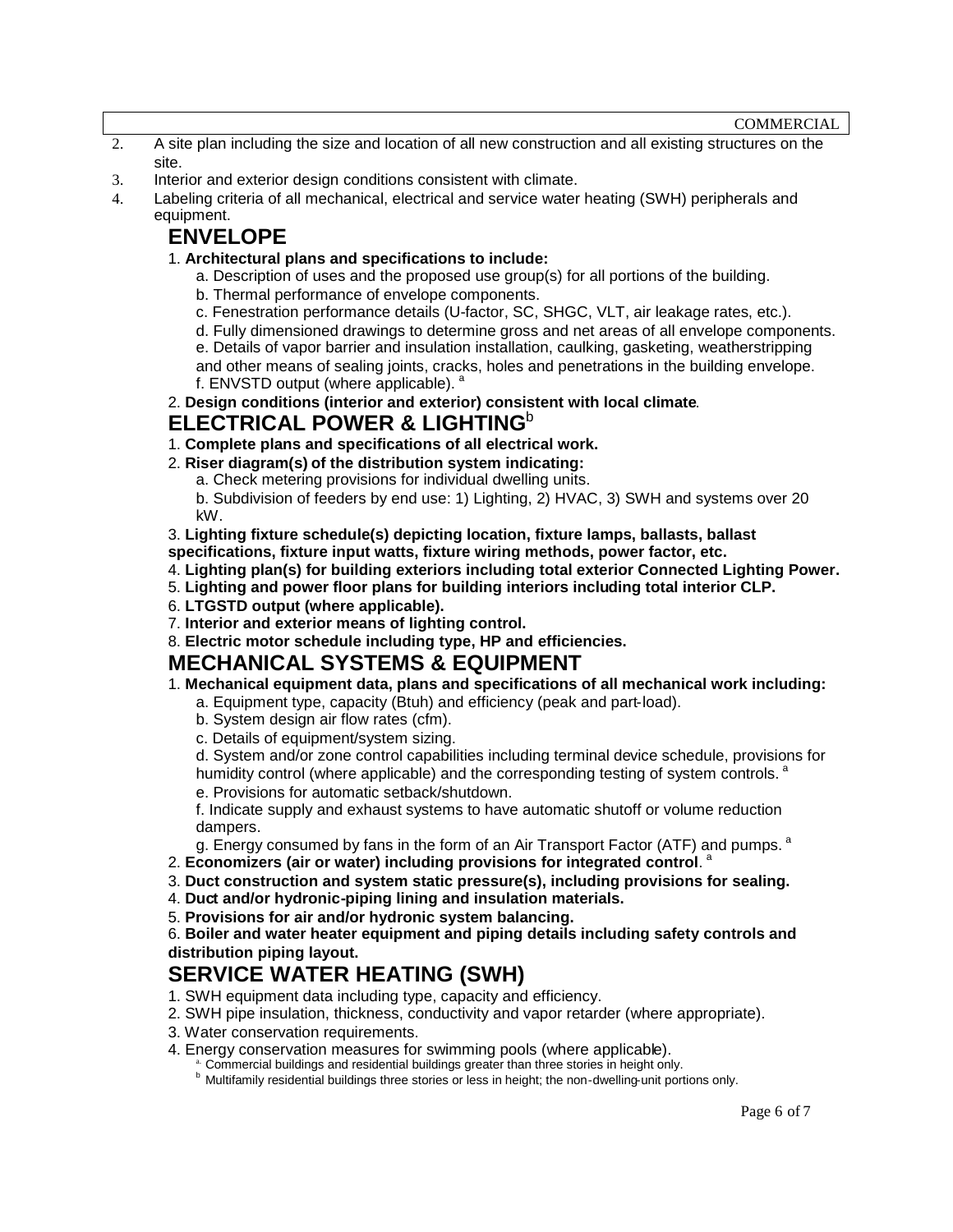2. A site plan including the size and location of all new construction and all existing structures on the site.
3. Interior and exterior design conditions consistent with climate.
4. Labeling criteria of all mechanical, electrical and service water heating (SWH) peripherals and equipment.

## ENVELOPE

1. **Architectural plans and specifications to include:**
   - a. Description of uses and the proposed use group(s) for all portions of the building.
   - b. Thermal performance of envelope components.
   - c. Fenestration performance details (U-factor, SC, SHGC, VLT, air leakage rates, etc.).
   - d. Fully dimensioned drawings to determine gross and net areas of all envelope components.
   - e. Details of vapor barrier and insulation installation, caulking, gasketing, weatherstripping and other means of sealing joints, cracks, holes and penetrations in the building envelope.
   - f. ENVSTD output (where applicable). [a]
2. **Design conditions (interior and exterior) consistent with local climate**.

## ELECTRICAL POWER & LIGHTING[b]

1. **Complete plans and specifications of all electrical work.**
2. **Riser diagram(s) of the distribution system indicating:**
   - a. Check metering provisions for individual dwelling units.
   - b. Subdivision of feeders by end use: 1) Lighting, 2) HVAC, 3) SWH and systems over 20 kW.
3. **Lighting fixture schedule(s) depicting location, fixture lamps, ballasts, ballast specifications, fixture input watts, fixture wiring methods, power factor, etc.**
4. **Lighting plan(s) for building exteriors including total exterior Connected Lighting Power.**
5. **Lighting and power floor plans for building interiors including total interior CLP.**
6. **LTGSTD output (where applicable).**
7. **Interior and exterior means of lighting control.**
8. **Electric motor schedule including type, HP and efficiencies.**

## MECHANICAL SYSTEMS & EQUIPMENT

1. **Mechanical equipment data, plans and specifications of all mechanical work including:**
   - a. Equipment type, capacity (Btuh) and efficiency (peak and part-load).
   - b. System design air flow rates (cfm).
   - c. Details of equipment/system sizing.
   - d. System and/or zone control capabilities including terminal device schedule, provisions for humidity control (where applicable) and the corresponding testing of system controls. [a]
   - e. Provisions for automatic setback/shutdown.
   - f. Indicate supply and exhaust systems to have automatic shutoff or volume reduction dampers.
   - g. Energy consumed by fans in the form of an Air Transport Factor (ATF) and pumps. [a]
2. **Economizers (air or water) including provisions for integrated control**. [a]
3. **Duct construction and system static pressure(s), including provisions for sealing.**
4. **Duct and/or hydronic-piping lining and insulation materials.**
5. **Provisions for air and/or hydronic system balancing.**
6. **Boiler and water heater equipment and piping details including safety controls and distribution piping layout.**

## SERVICE WATER HEATING (SWH)

1. SWH equipment data including type, capacity and efficiency.
2. SWH pipe insulation, thickness, conductivity and vapor retarder (where appropriate).
3. Water conservation requirements.
4. Energy conservation measures for swimming pools (where applicable).

[a] Commercial buildings and residential buildings greater than three stories in height only.
[b] Multifamily residential buildings three stories or less in height; the non-dwelling-unit portions only.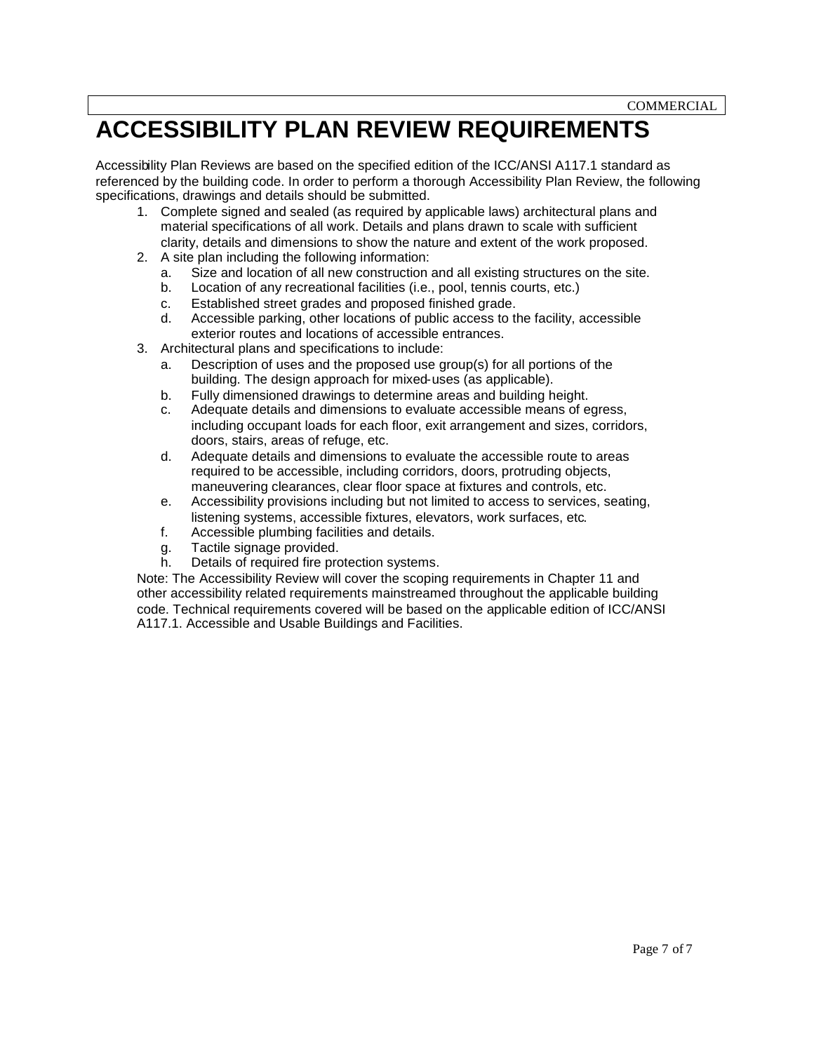COMMERCIAL

# ACCESSIBILITY PLAN REVIEW REQUIREMENTS

Accessibility Plan Reviews are based on the specified edition of the ICC/ANSI A117.1 standard as referenced by the building code. In order to perform a thorough Accessibility Plan Review, the following specifications, drawings and details should be submitted.

1. Complete signed and sealed (as required by applicable laws) architectural plans and material specifications of all work. Details and plans drawn to scale with sufficient clarity, details and dimensions to show the nature and extent of the work proposed.
2. A site plan including the following information:
   a. Size and location of all new construction and all existing structures on the site.
   b. Location of any recreational facilities (i.e., pool, tennis courts, etc.)
   c. Established street grades and proposed finished grade.
   d. Accessible parking, other locations of public access to the facility, accessible exterior routes and locations of accessible entrances.
3. Architectural plans and specifications to include:
   a. Description of uses and the proposed use group(s) for all portions of the building. The design approach for mixed-uses (as applicable).
   b. Fully dimensioned drawings to determine areas and building height.
   c. Adequate details and dimensions to evaluate accessible means of egress, including occupant loads for each floor, exit arrangement and sizes, corridors, doors, stairs, areas of refuge, etc.
   d. Adequate details and dimensions to evaluate the accessible route to areas required to be accessible, including corridors, doors, protruding objects, maneuvering clearances, clear floor space at fixtures and controls, etc.
   e. Accessibility provisions including but not limited to access to services, seating, listening systems, accessible fixtures, elevators, work surfaces, etc.
   f. Accessible plumbing facilities and details.
   g. Tactile signage provided.
   h. Details of required fire protection systems.

Note: The Accessibility Review will cover the scoping requirements in Chapter 11 and other accessibility related requirements mainstreamed throughout the applicable building code. Technical requirements covered will be based on the applicable edition of ICC/ANSI A117.1. Accessible and Usable Buildings and Facilities.